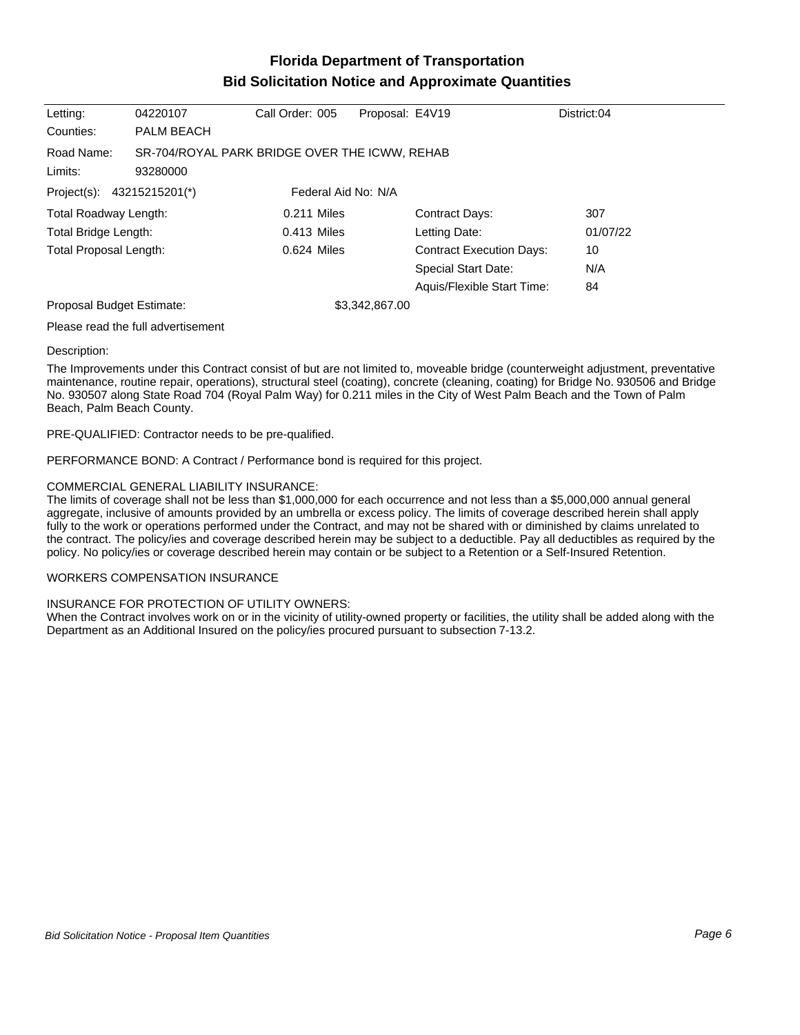# Florida Department of Transportation
## Bid Solicitation Notice and Approximate Quantities

| | | | | |
|---|---|---|---|---|
| Letting: | 04220107 | Call Order: 005 | Proposal: E4V19 | District:04 |
| Counties: | PALM BEACH | | | |

Road Name: SR-704/ROYAL PARK BRIDGE OVER THE ICWW, REHAB

Limits: 93280000

Project(s): 43215215201(*) Federal Aid No: N/A

| | | | |
|---|---|---|---|
| Total Roadway Length: | 0.211 Miles | Contract Days: | 307 |
| Total Bridge Length: | 0.413 Miles | Letting Date: | 01/07/22 |
| Total Proposal Length: | 0.624 Miles | Contract Execution Days: | 10 |
| | | Special Start Date: | N/A |
| | | Aquis/Flexible Start Time: | 84 |

Proposal Budget Estimate: $3,342,867.00

Please read the full advertisement

Description:

The Improvements under this Contract consist of but are not limited to, moveable bridge (counterweight adjustment, preventative maintenance, routine repair, operations), structural steel (coating), concrete (cleaning, coating) for Bridge No. 930506 and Bridge No. 930507 along State Road 704 (Royal Palm Way) for 0.211 miles in the City of West Palm Beach and the Town of Palm Beach, Palm Beach County.

PRE-QUALIFIED: Contractor needs to be pre-qualified.

PERFORMANCE BOND: A Contract / Performance bond is required for this project.

COMMERCIAL GENERAL LIABILITY INSURANCE:
The limits of coverage shall not be less than $1,000,000 for each occurrence and not less than a $5,000,000 annual general aggregate, inclusive of amounts provided by an umbrella or excess policy. The limits of coverage described herein shall apply fully to the work or operations performed under the Contract, and may not be shared with or diminished by claims unrelated to the contract. The policy/ies and coverage described herein may be subject to a deductible. Pay all deductibles as required by the policy. No policy/ies or coverage described herein may contain or be subject to a Retention or a Self-Insured Retention.

WORKERS COMPENSATION INSURANCE

INSURANCE FOR PROTECTION OF UTILITY OWNERS:
When the Contract involves work on or in the vicinity of utility-owned property or facilities, the utility shall be added along with the Department as an Additional Insured on the policy/ies procured pursuant to subsection 7-13.2.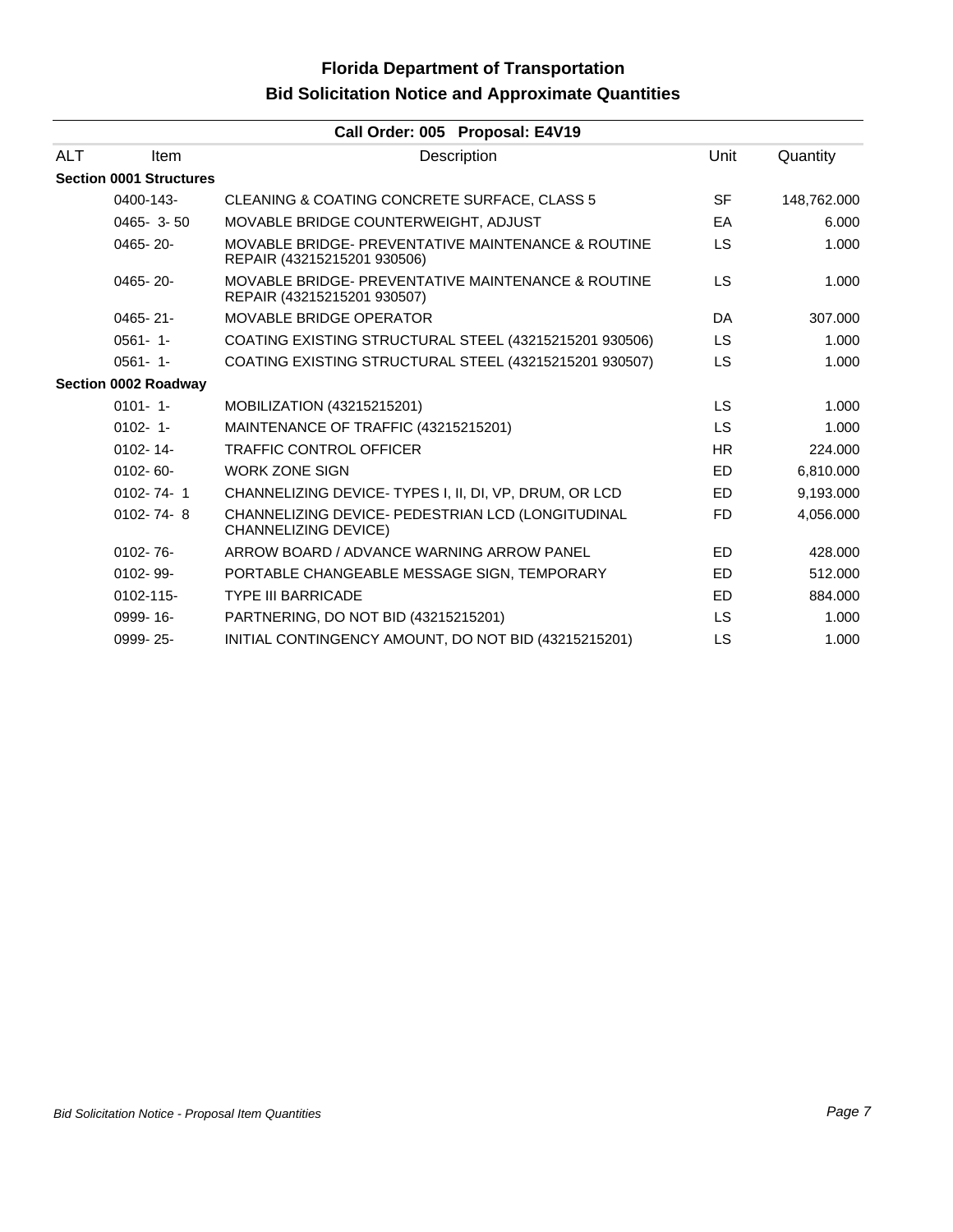# Florida Department of Transportation

## Bid Solicitation Notice and Approximate Quantities

**Call Order: 005 Proposal: E4V19**

| ALT | Item | Description | Unit | Quantity |
|---|---|---|---|---|
| **Section 0001 Structures** | | | | |
| | 0400-143- | CLEANING & COATING CONCRETE SURFACE, CLASS 5 | SF | 148,762.000 |
| | 0465- 3- 50 | MOVABLE BRIDGE COUNTERWEIGHT, ADJUST | EA | 6.000 |
| | 0465- 20- | MOVABLE BRIDGE- PREVENTATIVE MAINTENANCE & ROUTINE REPAIR (43215215201 930506) | LS | 1.000 |
| | 0465- 20- | MOVABLE BRIDGE- PREVENTATIVE MAINTENANCE & ROUTINE REPAIR (43215215201 930507) | LS | 1.000 |
| | 0465- 21- | MOVABLE BRIDGE OPERATOR | DA | 307.000 |
| | 0561- 1- | COATING EXISTING STRUCTURAL STEEL (43215215201 930506) | LS | 1.000 |
| | 0561- 1- | COATING EXISTING STRUCTURAL STEEL (43215215201 930507) | LS | 1.000 |
| **Section 0002 Roadway** | | | | |
| | 0101- 1- | MOBILIZATION (43215215201) | LS | 1.000 |
| | 0102- 1- | MAINTENANCE OF TRAFFIC (43215215201) | LS | 1.000 |
| | 0102- 14- | TRAFFIC CONTROL OFFICER | HR | 224.000 |
| | 0102- 60- | WORK ZONE SIGN | ED | 6,810.000 |
| | 0102- 74- 1 | CHANNELIZING DEVICE- TYPES I, II, DI, VP, DRUM, OR LCD | ED | 9,193.000 |
| | 0102- 74- 8 | CHANNELIZING DEVICE- PEDESTRIAN LCD (LONGITUDINAL CHANNELIZING DEVICE) | FD | 4,056.000 |
| | 0102- 76- | ARROW BOARD / ADVANCE WARNING ARROW PANEL | ED | 428.000 |
| | 0102- 99- | PORTABLE CHANGEABLE MESSAGE SIGN, TEMPORARY | ED | 512.000 |
| | 0102-115- | TYPE III BARRICADE | ED | 884.000 |
| | 0999- 16- | PARTNERING, DO NOT BID (43215215201) | LS | 1.000 |
| | 0999- 25- | INITIAL CONTINGENCY AMOUNT, DO NOT BID (43215215201) | LS | 1.000 |